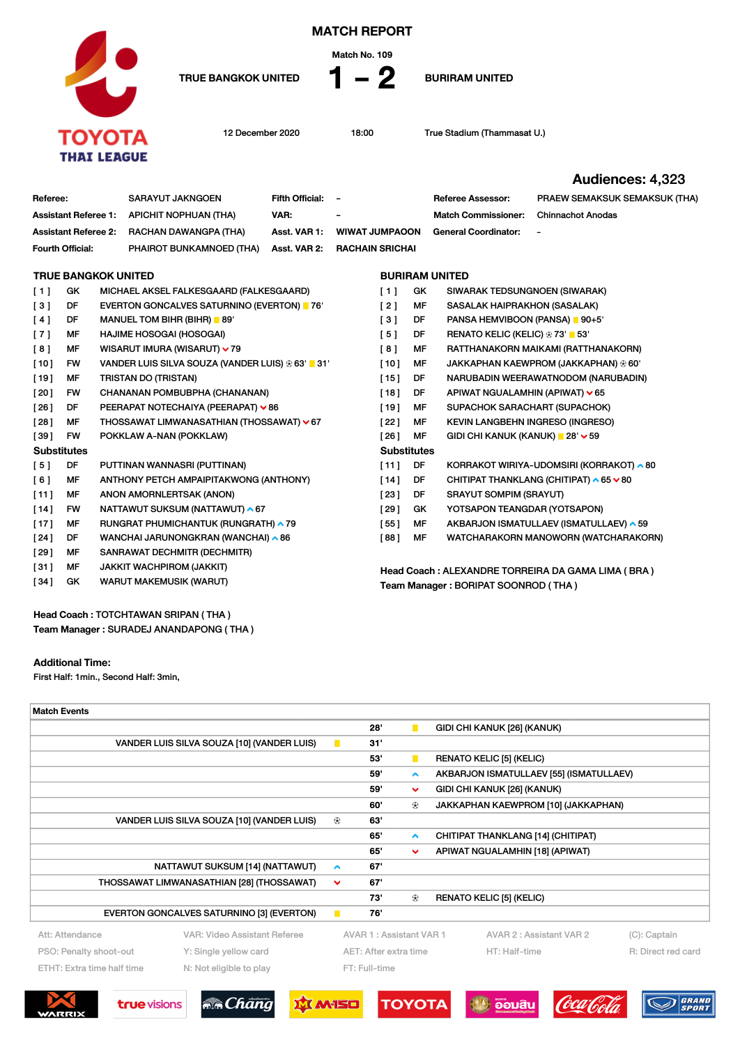# MATCH REPORT

Match No. 109

**TRUE BANGKOK UNITED 1 – 2 BURIRAM UNITED**

12 December 2020 | 18:00 | True Stadium (Thammasat U.)

**Audiences: 4,323**

| | | | | | |
|---|---|---|---|---|---|
| **Referee:** | SARAYUT JAKNGOEN | **Fifth Official:** | – | **Referee Assessor:** | PRAEW SEMAKSUK SEMAKSUK (THA) |
| **Assistant Referee 1:** | APICHIT NOPHUAN (THA) | **VAR:** | – | **Match Commissioner:** | Chinnachot Anodas |
| **Assistant Referee 2:** | RACHAN DAWANGPA (THA) | **Asst. VAR 1:** | WIWAT JUMPAOON | **General Coordinator:** | – |
| **Fourth Official:** | PHAIROT BUNKAMNOED (THA) | **Asst. VAR 2:** | RACHAIN SRICHAI | | |

## TRUE BANGKOK UNITED

| No. | Pos | Player |
|---|---|---|
| [ 1 ] | GK | MICHAEL AKSEL FALKESGAARD (FALKESGAARD) |
| [ 3 ] | DF | EVERTON GONCALVES SATURNINO (EVERTON) 🟨 76' |
| [ 4 ] | DF | MANUEL TOM BIHR (BIHR) 🟨 89' |
| [ 7 ] | MF | HAJIME HOSOGAI (HOSOGAI) |
| [ 8 ] | MF | WISARUT IMURA (WISARUT) ⌄ 79 |
| [ 10 ] | FW | VANDER LUIS SILVA SOUZA (VANDER LUIS) ⚽ 63' 🟨 31' |
| [ 19 ] | MF | TRISTAN DO (TRISTAN) |
| [ 20 ] | FW | CHANANAN POMBUBPHA (CHANANAN) |
| [ 26 ] | DF | PEERAPAT NOTECHAIYA (PEERAPAT) ⌄ 86 |
| [ 28 ] | MF | THOSSAWAT LIMWANASATHIAN (THOSSAWAT) ⌄ 67 |
| [ 39 ] | FW | POKKLAW A-NAN (POKKLAW) |

### Substitutes

| No. | Pos | Player |
|---|---|---|
| [ 5 ] | DF | PUTTINAN WANNASRI (PUTTINAN) |
| [ 6 ] | MF | ANTHONY PETCH AMPAIPITAKWONG (ANTHONY) |
| [ 11 ] | MF | ANON AMORNLERTSAK (ANON) |
| [ 14 ] | FW | NATTAWUT SUKSUM (NATTAWUT) ^ 67 |
| [ 17 ] | MF | RUNGRAT PHUMICHANTUK (RUNGRATH) ^ 79 |
| [ 24 ] | DF | WANCHAI JARUNONGKRAN (WANCHAI) ^ 86 |
| [ 29 ] | MF | SANRAWAT DECHMITR (DECHMITR) |
| [ 31 ] | MF | JAKKIT WACHPIROM (JAKKIT) |
| [ 34 ] | GK | WARUT MAKEMUSIK (WARUT) |

**Head Coach :** TOTCHTAWAN SRIPAN ( THA )
**Team Manager :** SURADEJ ANANDAPONG ( THA )

## BURIRAM UNITED

| No. | Pos | Player |
|---|---|---|
| [ 1 ] | GK | SIWARAK TEDSUNGNOEN (SIWARAK) |
| [ 2 ] | MF | SASALAK HAIPRAKHON (SASALAK) |
| [ 3 ] | DF | PANSA HEMVIBOON (PANSA) 🟨 90+5' |
| [ 5 ] | DF | RENATO KELIC (KELIC) ⚽ 73' 🟨 53' |
| [ 8 ] | MF | RATTHANAKORN MAIKAMI (RATTHANAKORN) |
| [ 10 ] | MF | JAKKAPHAN KAEWPROM (JAKKAPHAN) ⚽ 60' |
| [ 15 ] | DF | NARUBADIN WEERAWATNODOM (NARUBADIN) |
| [ 18 ] | DF | APIWAT NGUALAMHIN (APIWAT) ⌄ 65 |
| [ 19 ] | MF | SUPACHOK SARACHART (SUPACHOK) |
| [ 22 ] | MF | KEVIN LANGBEHN INGRESO (INGRESO) |
| [ 26 ] | MF | GIDI CHI KANUK (KANUK) 🟨 28' ⌄ 59 |

### Substitutes

| No. | Pos | Player |
|---|---|---|
| [ 11 ] | DF | KORRAKOT WIRIYA-UDOMSIRI (KORRAKOT) ^ 80 |
| [ 14 ] | DF | CHITIPAT THANKLANG (CHITIPAT) ^ 65 ⌄ 80 |
| [ 23 ] | DF | SRAYUT SOMPIM (SRAYUT) |
| [ 29 ] | GK | YOTSAPON TEANGDAR (YOTSAPON) |
| [ 55 ] | MF | AKBARJON ISMATULLAEV (ISMATULLAEV) ^ 59 |
| [ 88 ] | MF | WATCHARAKORN MANOWORN (WATCHARAKORN) |

**Head Coach :** ALEXANDRE TORREIRA DA GAMA LIMA ( BRA )
**Team Manager :** BORIPAT SOONROD ( THA )

**Additional Time:**
First Half: 1min., Second Half: 3min,

## Match Events

| TRUE BANGKOK UNITED | | Minute | | BURIRAM UNITED |
|---|---|---|---|---|
| | | 28' | 🟨 | GIDI CHI KANUK [26] (KANUK) |
| VANDER LUIS SILVA SOUZA [10] (VANDER LUIS) | 🟨 | 31' | | |
| | | 53' | 🟨 | RENATO KELIC [5] (KELIC) |
| | | 59' | ^ | AKBARJON ISMATULLAEV [55] (ISMATULLAEV) |
| | | 59' | ⌄ | GIDI CHI KANUK [26] (KANUK) |
| | | 60' | ⚽ | JAKKAPHAN KAEWPROM [10] (JAKKAPHAN) |
| VANDER LUIS SILVA SOUZA [10] (VANDER LUIS) | ⚽ | 63' | | |
| | | 65' | ^ | CHITIPAT THANKLANG [14] (CHITIPAT) |
| | | 65' | ⌄ | APIWAT NGUALAMHIN [18] (APIWAT) |
| NATTAWUT SUKSUM [14] (NATTAWUT) | ^ | 67' | | |
| THOSSAWAT LIMWANASATHIAN [28] (THOSSAWAT) | ⌄ | 67' | | |
| | | 73' | ⚽ | RENATO KELIC [5] (KELIC) |
| EVERTON GONCALVES SATURNINO [3] (EVERTON) | 🟨 | 76' | | |

Att: Attendance | VAR: Video Assistant Referee | AVAR 1 : Assistant VAR 1 | AVAR 2 : Assistant VAR 2 | (C): Captain
PSO: Penalty shoot-out | Y: Single yellow card | AET: After extra time | HT: Half-time | R: Direct red card
ETHT: Extra time half time | N: Not eligible to play | FT: Full-time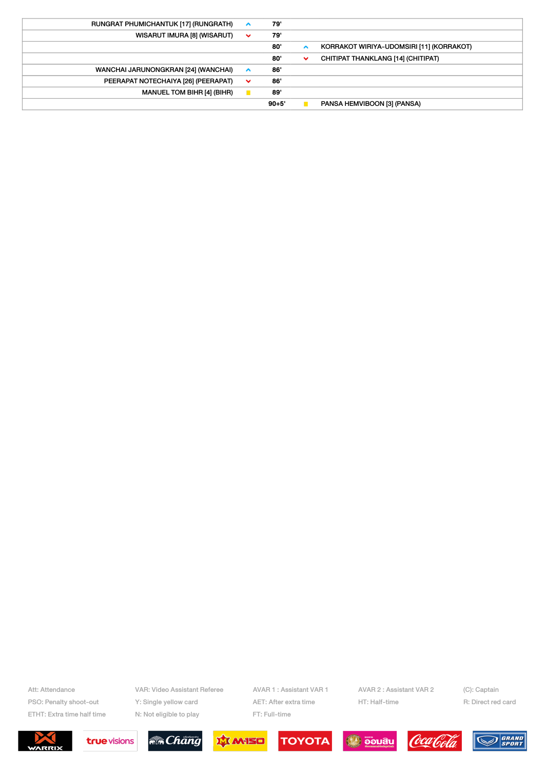| | | | | |
|---|---|---|---|---|
| RUNGRAT PHUMICHANTUK [17] (RUNGRATH) | ^ | 79' | | |
| WISARUT IMURA [8] (WISARUT) | v | 79' | | |
| | | 80' | ^ | KORRAKOT WIRIYA-UDOMSIRI [11] (KORRAKOT) |
| | | 80' | v | CHITIPAT THANKLANG [14] (CHITIPAT) |
| WANCHAI JARUNONGKRAN [24] (WANCHAI) | ^ | 86' | | |
| PEERAPAT NOTECHAIYA [26] (PEERAPAT) | v | 86' | | |
| MANUEL TOM BIHR [4] (BIHR) | Y | 89' | | |
| | | 90+5' | Y | PANSA HEMVIBOON [3] (PANSA) |

Att: Attendance
PSO: Penalty shoot-out
ETHT: Extra time half time
VAR: Video Assistant Referee
Y: Single yellow card
N: Not eligible to play
AVAR 1 : Assistant VAR 1
AET: After extra time
FT: Full-time
AVAR 2 : Assistant VAR 2
HT: Half-time
(C): Captain
R: Direct red card